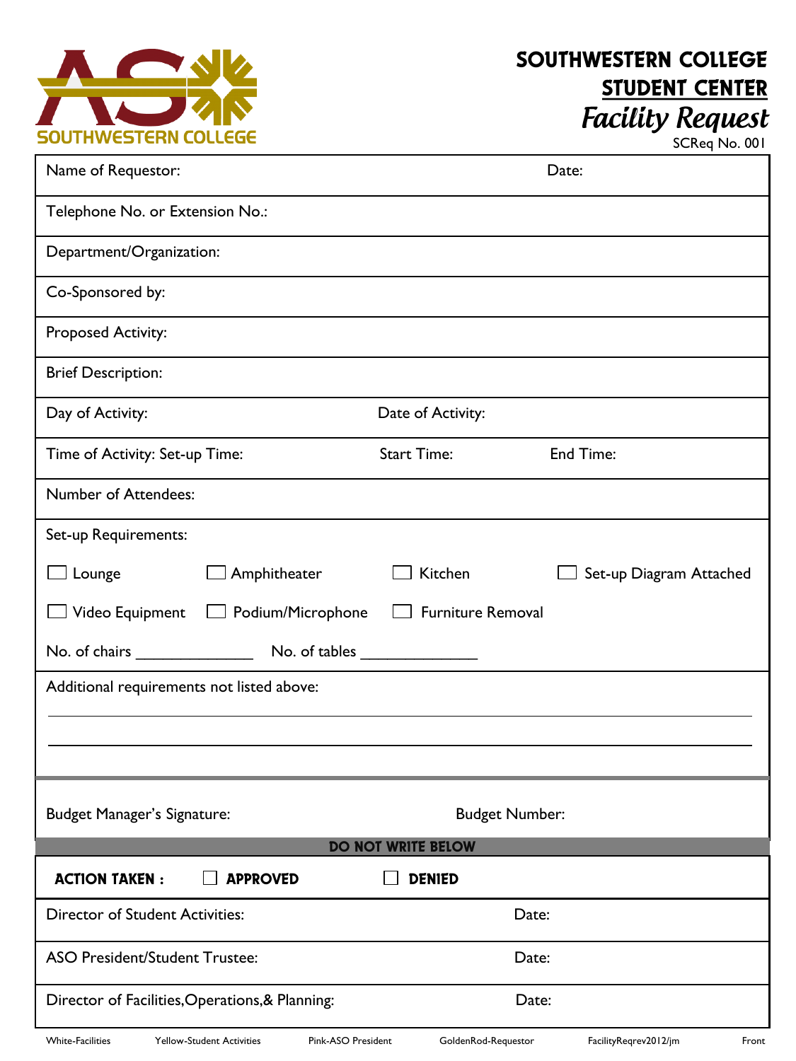SOUTHWESTERN COLLEGE

# SOUTHWESTERN COLLEGE
## STUDENT CENTER
## *Facility Request*

SCReq No. 001

| | |
|---|---|
| Name of Requestor: | Date: |
| Telephone No. or Extension No.: | |
| Department/Organization: | |
| Co-Sponsored by: | |
| Proposed Activity: | |
| Brief Description: | |
| Day of Activity: | Date of Activity: |

Time of Activity: Set-up Time: Start Time: End Time:

Number of Attendees:

Set-up Requirements:

- ☐ Lounge
- ☐ Amphitheater
- ☐ Kitchen
- ☐ Set-up Diagram Attached
- ☐ Video Equipment
- ☐ Podium/Microphone
- ☐ Furniture Removal

No. of chairs ______________ No. of tables ______________

Additional requirements not listed above:

_______________________________________________________________

_______________________________________________________________

Budget Manager's Signature: Budget Number:

**DO NOT WRITE BELOW**

**ACTION TAKEN :** ☐ **APPROVED** ☐ **DENIED**

| | |
|---|---|
| Director of Student Activities: | Date: |
| ASO President/Student Trustee: | Date: |
| Director of Facilities,Operations,& Planning: | Date: |

White-Facilities Yellow-Student Activities Pink-ASO President GoldenRod-Requestor FacilityReqrev2012/jm Front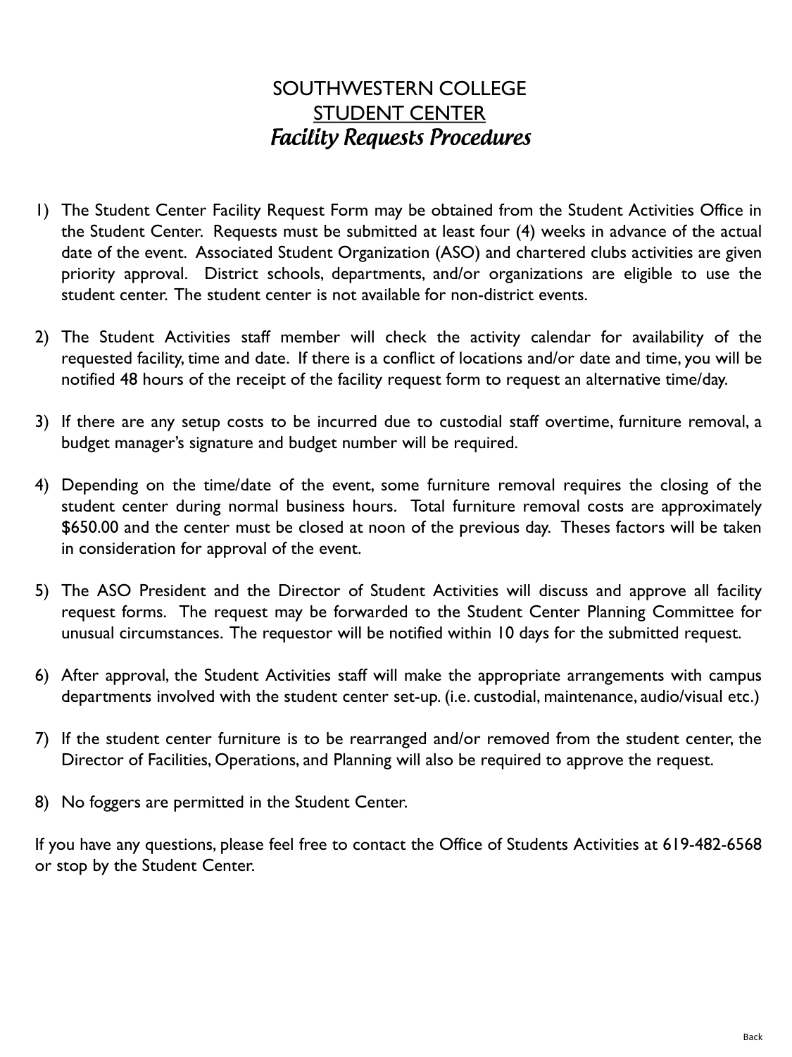# SOUTHWESTERN COLLEGE
## STUDENT CENTER
## *Facility Requests Procedures*

1) The Student Center Facility Request Form may be obtained from the Student Activities Office in the Student Center. Requests must be submitted at least four (4) weeks in advance of the actual date of the event. Associated Student Organization (ASO) and chartered clubs activities are given priority approval. District schools, departments, and/or organizations are eligible to use the student center. The student center is not available for non-district events.

2) The Student Activities staff member will check the activity calendar for availability of the requested facility, time and date. If there is a conflict of locations and/or date and time, you will be notified 48 hours of the receipt of the facility request form to request an alternative time/day.

3) If there are any setup costs to be incurred due to custodial staff overtime, furniture removal, a budget manager's signature and budget number will be required.

4) Depending on the time/date of the event, some furniture removal requires the closing of the student center during normal business hours. Total furniture removal costs are approximately $650.00 and the center must be closed at noon of the previous day. Theses factors will be taken in consideration for approval of the event.

5) The ASO President and the Director of Student Activities will discuss and approve all facility request forms. The request may be forwarded to the Student Center Planning Committee for unusual circumstances. The requestor will be notified within 10 days for the submitted request.

6) After approval, the Student Activities staff will make the appropriate arrangements with campus departments involved with the student center set-up. (i.e. custodial, maintenance, audio/visual etc.)

7) If the student center furniture is to be rearranged and/or removed from the student center, the Director of Facilities, Operations, and Planning will also be required to approve the request.

8) No foggers are permitted in the Student Center.

If you have any questions, please feel free to contact the Office of Students Activities at 619-482-6568 or stop by the Student Center.

Back